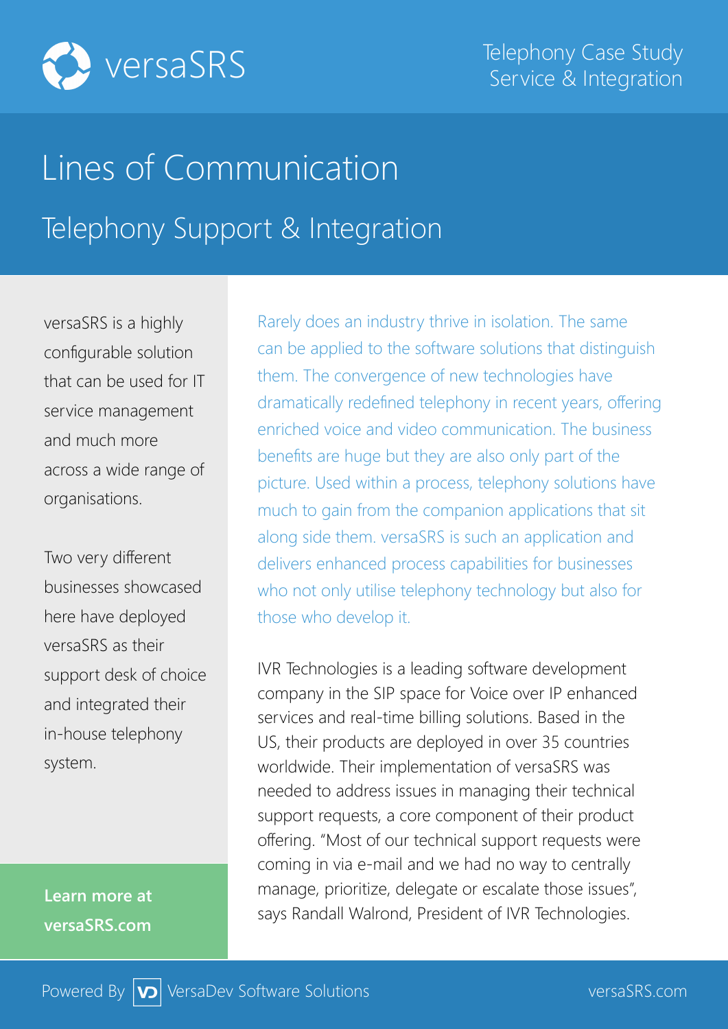versaSRS

Telephony Case Study
Service & Integration

# Lines of Communication

## Telephony Support & Integration

versaSRS is a highly configurable solution that can be used for IT service management and much more across a wide range of organisations.

Two very different businesses showcased here have deployed versaSRS as their support desk of choice and integrated their in-house telephony system.

**Learn more at versaSRS.com**

Rarely does an industry thrive in isolation. The same can be applied to the software solutions that distinguish them. The convergence of new technologies have dramatically redefined telephony in recent years, offering enriched voice and video communication. The business benefits are huge but they are also only part of the picture. Used within a process, telephony solutions have much to gain from the companion applications that sit along side them. versaSRS is such an application and delivers enhanced process capabilities for businesses who not only utilise telephony technology but also for those who develop it.

IVR Technologies is a leading software development company in the SIP space for Voice over IP enhanced services and real-time billing solutions. Based in the US, their products are deployed in over 35 countries worldwide. Their implementation of versaSRS was needed to address issues in managing their technical support requests, a core component of their product offering. "Most of our technical support requests were coming in via e-mail and we had no way to centrally manage, prioritize, delegate or escalate those issues", says Randall Walrond, President of IVR Technologies.

Powered By VersaDev Software Solutions versaSRS.com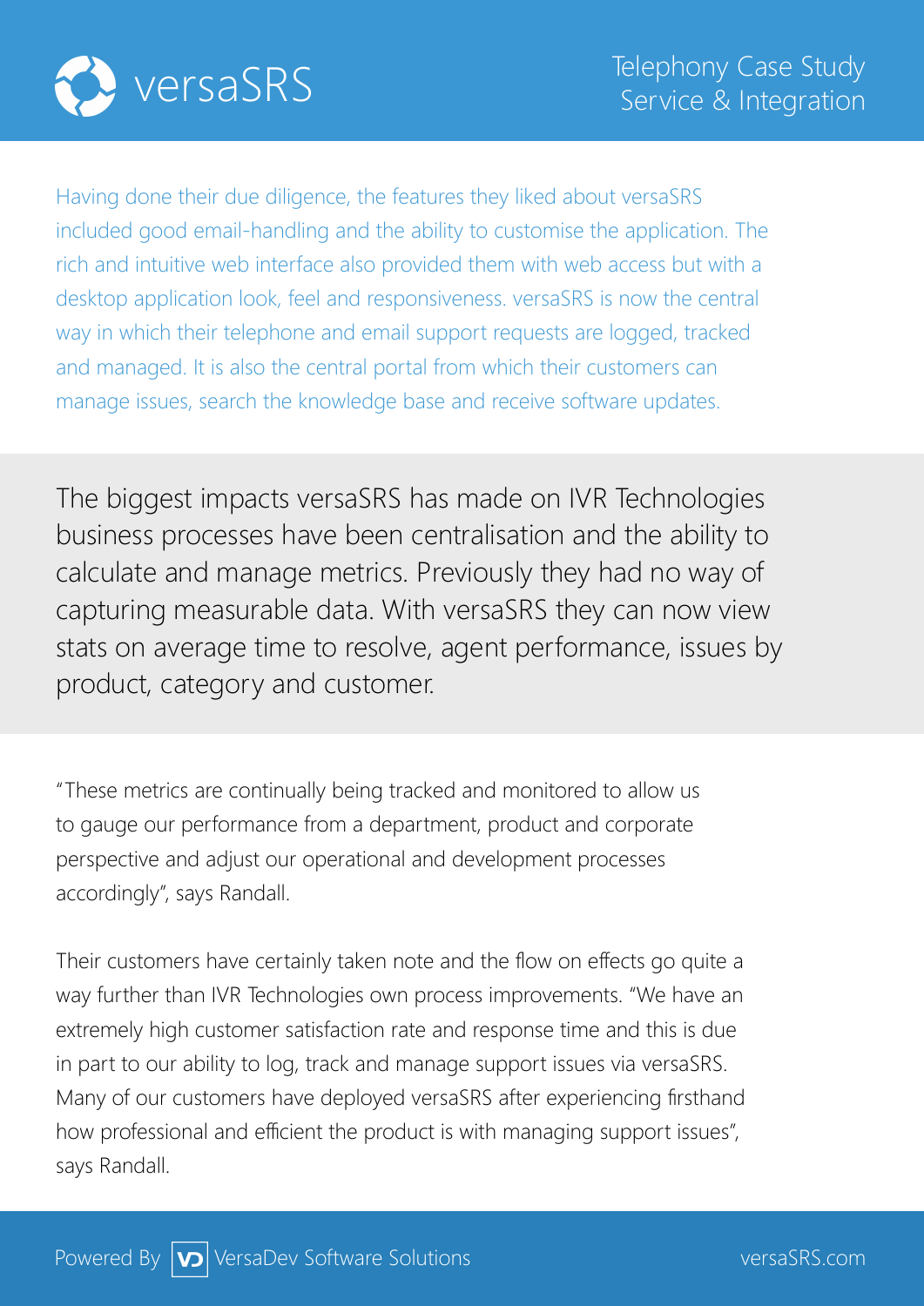Having done their due diligence, the features they liked about versaSRS included good email-handling and the ability to customise the application. The rich and intuitive web interface also provided them with web access but with a desktop application look, feel and responsiveness. versaSRS is now the central way in which their telephone and email support requests are logged, tracked and managed. It is also the central portal from which their customers can manage issues, search the knowledge base and receive software updates.

The biggest impacts versaSRS has made on IVR Technologies business processes have been centralisation and the ability to calculate and manage metrics. Previously they had no way of capturing measurable data. With versaSRS they can now view stats on average time to resolve, agent performance, issues by product, category and customer.

"These metrics are continually being tracked and monitored to allow us to gauge our performance from a department, product and corporate perspective and adjust our operational and development processes accordingly", says Randall.

Their customers have certainly taken note and the flow on effects go quite a way further than IVR Technologies own process improvements. "We have an extremely high customer satisfaction rate and response time and this is due in part to our ability to log, track and manage support issues via versaSRS. Many of our customers have deployed versaSRS after experiencing firsthand how professional and efficient the product is with managing support issues", says Randall.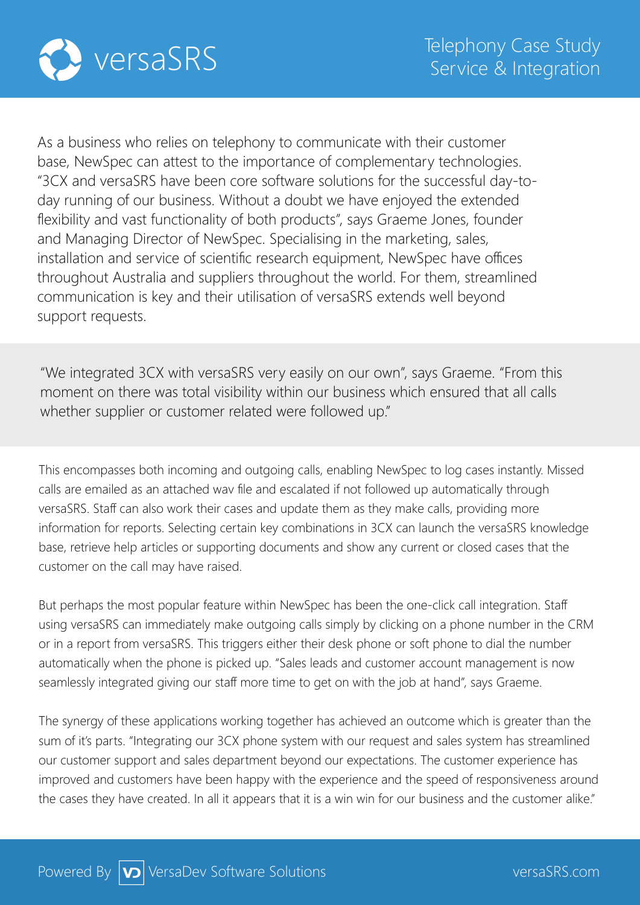# versaSRS

## Telephony Case Study Service & Integration

As a business who relies on telephony to communicate with their customer base, NewSpec can attest to the importance of complementary technologies. "3CX and versaSRS have been core software solutions for the successful day-to-day running of our business. Without a doubt we have enjoyed the extended flexibility and vast functionality of both products", says Graeme Jones, founder and Managing Director of NewSpec. Specialising in the marketing, sales, installation and service of scientific research equipment, NewSpec have offices throughout Australia and suppliers throughout the world. For them, streamlined communication is key and their utilisation of versaSRS extends well beyond support requests.

"We integrated 3CX with versaSRS very easily on our own", says Graeme. "From this moment on there was total visibility within our business which ensured that all calls whether supplier or customer related were followed up."

This encompasses both incoming and outgoing calls, enabling NewSpec to log cases instantly. Missed calls are emailed as an attached wav file and escalated if not followed up automatically through versaSRS. Staff can also work their cases and update them as they make calls, providing more information for reports. Selecting certain key combinations in 3CX can launch the versaSRS knowledge base, retrieve help articles or supporting documents and show any current or closed cases that the customer on the call may have raised.

But perhaps the most popular feature within NewSpec has been the one-click call integration. Staff using versaSRS can immediately make outgoing calls simply by clicking on a phone number in the CRM or in a report from versaSRS. This triggers either their desk phone or soft phone to dial the number automatically when the phone is picked up. "Sales leads and customer account management is now seamlessly integrated giving our staff more time to get on with the job at hand", says Graeme.

The synergy of these applications working together has achieved an outcome which is greater than the sum of it's parts. "Integrating our 3CX phone system with our request and sales system has streamlined our customer support and sales department beyond our expectations. The customer experience has improved and customers have been happy with the experience and the speed of responsiveness around the cases they have created. In all it appears that it is a win win for our business and the customer alike."

Powered By VersaDev Software Solutions

versaSRS.com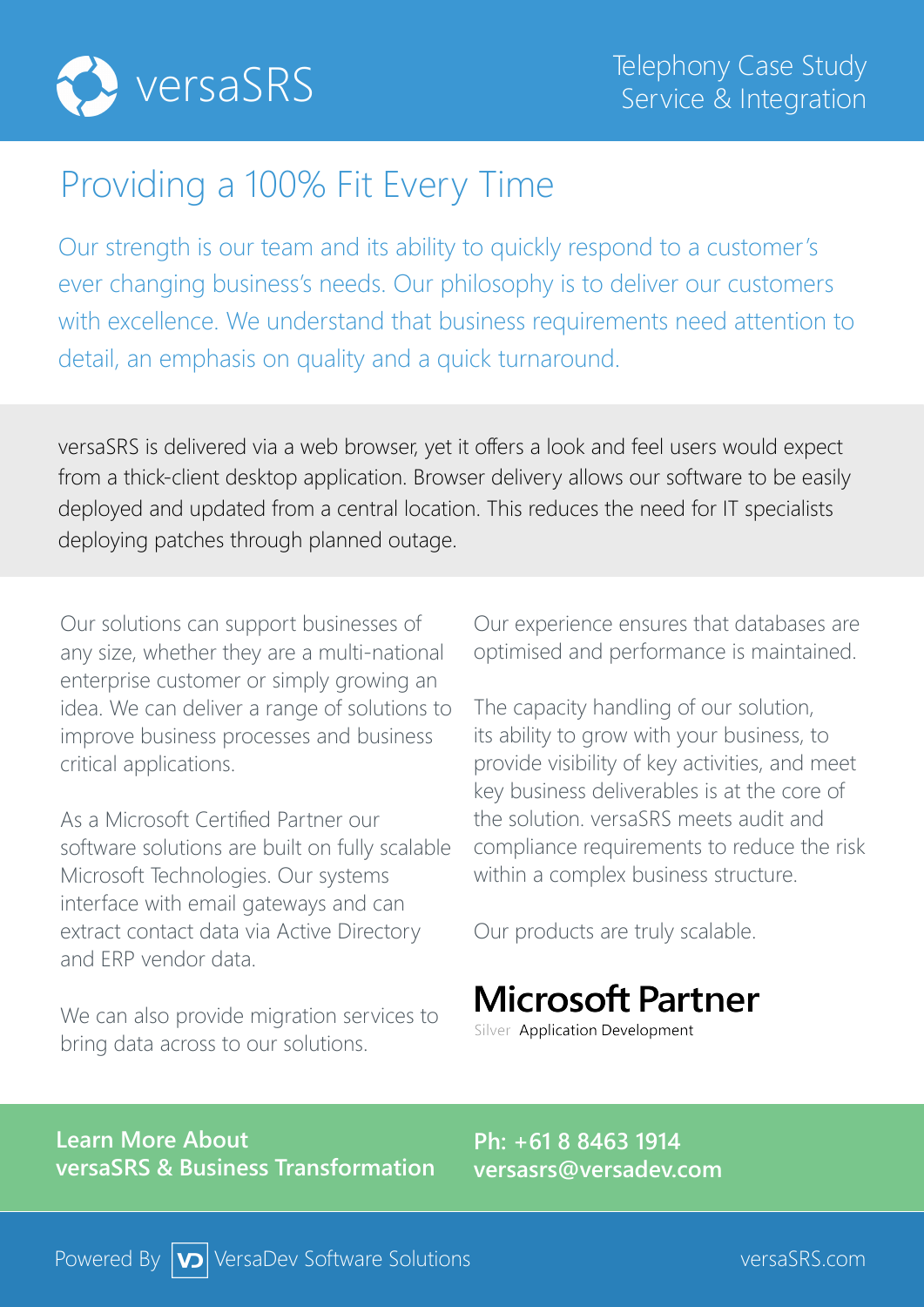versaSRS

Telephony Case Study
Service & Integration

# Providing a 100% Fit Every Time

Our strength is our team and its ability to quickly respond to a customer's ever changing business's needs. Our philosophy is to deliver our customers with excellence. We understand that business requirements need attention to detail, an emphasis on quality and a quick turnaround.

versaSRS is delivered via a web browser, yet it offers a look and feel users would expect from a thick-client desktop application. Browser delivery allows our software to be easily deployed and updated from a central location. This reduces the need for IT specialists deploying patches through planned outage.

Our solutions can support businesses of any size, whether they are a multi-national enterprise customer or simply growing an idea. We can deliver a range of solutions to improve business processes and business critical applications.

As a Microsoft Certified Partner our software solutions are built on fully scalable Microsoft Technologies. Our systems interface with email gateways and can extract contact data via Active Directory and ERP vendor data.

We can also provide migration services to bring data across to our solutions.

Our experience ensures that databases are optimised and performance is maintained.

The capacity handling of our solution, its ability to grow with your business, to provide visibility of key activities, and meet key business deliverables is at the core of the solution. versaSRS meets audit and compliance requirements to reduce the risk within a complex business structure.

Our products are truly scalable.

**Microsoft Partner**
Silver Application Development

**Learn More About**
**versaSRS & Business Transformation**

**Ph: +61 8 8463 1914**
**versasrs@versadev.com**

Powered By VersaDev Software Solutions

versaSRS.com